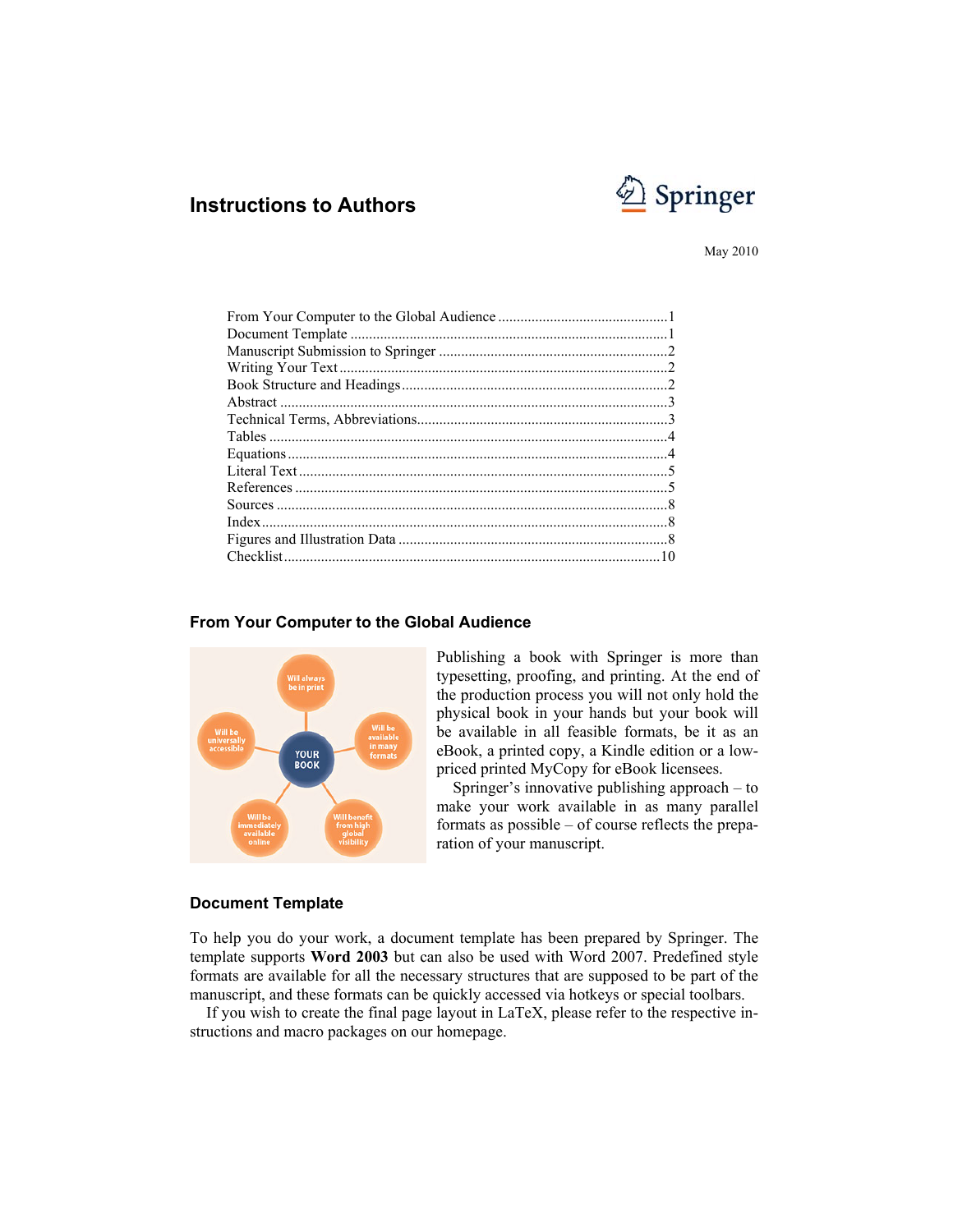# Instructions to Authors

May 2010

From Your Computer to the Global Audience ............................................. 1
Document Template ..................................................................................... 1
Manuscript Submission to Springer ............................................................. 2
Writing Your Text ........................................................................................ 2
Book Structure and Headings ....................................................................... 2
Abstract ........................................................................................................ 3
Technical Terms, Abbreviations ................................................................... 3
Tables ........................................................................................................... 4
Equations ..................................................................................................... 4
Literal Text ................................................................................................... 5
References .................................................................................................... 5
Sources ......................................................................................................... 8
Index ............................................................................................................ 8
Figures and Illustration Data ........................................................................ 8
Checklist ..................................................................................................... 10

## From Your Computer to the Global Audience

Publishing a book with Springer is more than typesetting, proofing, and printing. At the end of the production process you will not only hold the physical book in your hands but your book will be available in all feasible formats, be it as an eBook, a printed copy, a Kindle edition or a low-priced printed MyCopy for eBook licensees.

Springer's innovative publishing approach – to make your work available in as many parallel formats as possible – of course reflects the preparation of your manuscript.

## Document Template

To help you do your work, a document template has been prepared by Springer. The template supports **Word 2003** but can also be used with Word 2007. Predefined style formats are available for all the necessary structures that are supposed to be part of the manuscript, and these formats can be quickly accessed via hotkeys or special toolbars.

If you wish to create the final page layout in LaTeX, please refer to the respective instructions and macro packages on our homepage.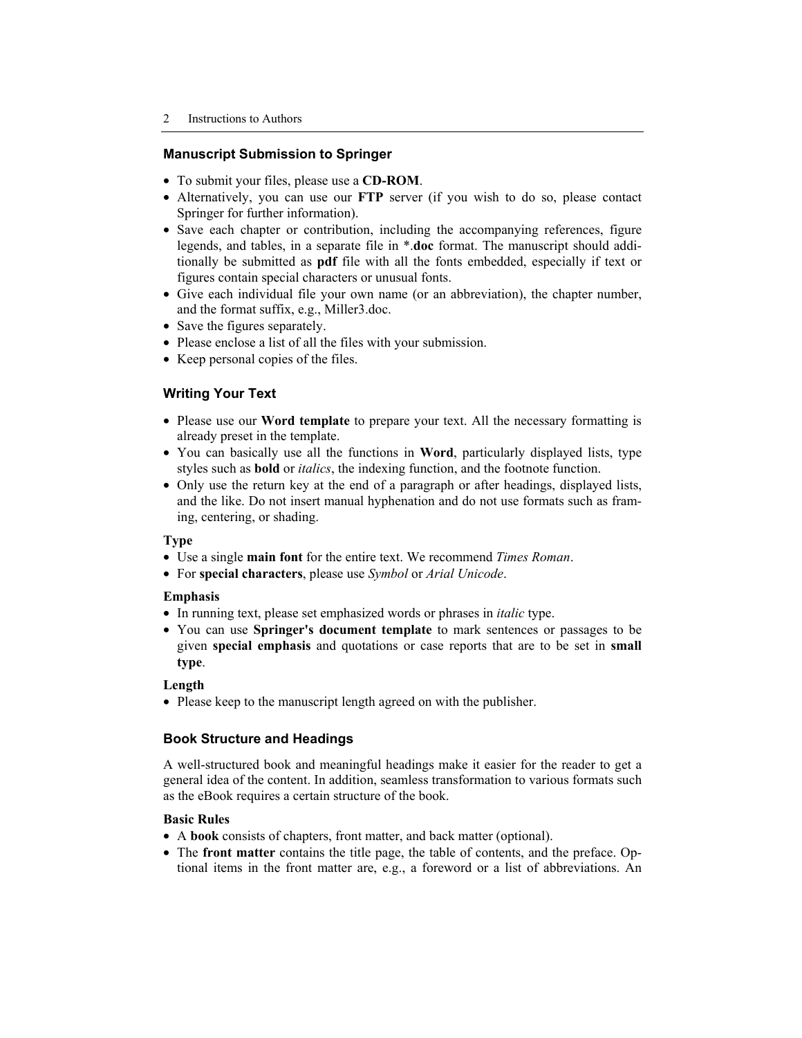## Manuscript Submission to Springer

- To submit your files, please use a **CD-ROM**.
- Alternatively, you can use our **FTP** server (if you wish to do so, please contact Springer for further information).
- Save each chapter or contribution, including the accompanying references, figure legends, and tables, in a separate file in *.**doc** format. The manuscript should additionally be submitted as **pdf** file with all the fonts embedded, especially if text or figures contain special characters or unusual fonts.
- Give each individual file your own name (or an abbreviation), the chapter number, and the format suffix, e.g., Miller3.doc.
- Save the figures separately.
- Please enclose a list of all the files with your submission.
- Keep personal copies of the files.

## Writing Your Text

- Please use our **Word template** to prepare your text. All the necessary formatting is already preset in the template.
- You can basically use all the functions in **Word**, particularly displayed lists, type styles such as **bold** or *italics*, the indexing function, and the footnote function.
- Only use the return key at the end of a paragraph or after headings, displayed lists, and the like. Do not insert manual hyphenation and do not use formats such as framing, centering, or shading.

### Type

- Use a single **main font** for the entire text. We recommend *Times Roman*.
- For **special characters**, please use *Symbol* or *Arial Unicode*.

### Emphasis

- In running text, please set emphasized words or phrases in *italic* type.
- You can use **Springer's document template** to mark sentences or passages to be given **special emphasis** and quotations or case reports that are to be set in **small type**.

### Length

- Please keep to the manuscript length agreed on with the publisher.

## Book Structure and Headings

A well-structured book and meaningful headings make it easier for the reader to get a general idea of the content. In addition, seamless transformation to various formats such as the eBook requires a certain structure of the book.

### Basic Rules

- A **book** consists of chapters, front matter, and back matter (optional).
- The **front matter** contains the title page, the table of contents, and the preface. Optional items in the front matter are, e.g., a foreword or a list of abbreviations. An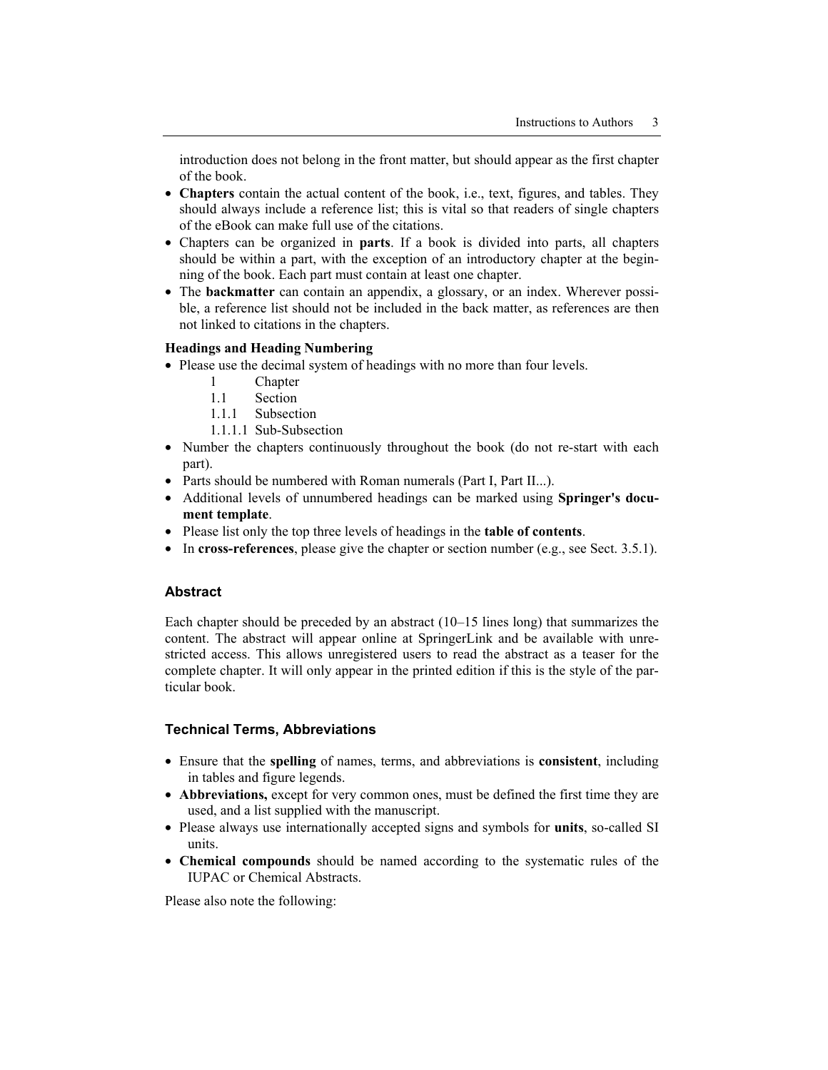introduction does not belong in the front matter, but should appear as the first chapter of the book.

- **Chapters** contain the actual content of the book, i.e., text, figures, and tables. They should always include a reference list; this is vital so that readers of single chapters of the eBook can make full use of the citations.
- Chapters can be organized in **parts**. If a book is divided into parts, all chapters should be within a part, with the exception of an introductory chapter at the beginning of the book. Each part must contain at least one chapter.
- The **backmatter** can contain an appendix, a glossary, or an index. Wherever possible, a reference list should not be included in the back matter, as references are then not linked to citations in the chapters.

**Headings and Heading Numbering**

- Please use the decimal system of headings with no more than four levels.

  1 Chapter
  1.1 Section
  1.1.1 Subsection
  1.1.1.1 Sub-Subsection

- Number the chapters continuously throughout the book (do not re-start with each part).
- Parts should be numbered with Roman numerals (Part I, Part II...).
- Additional levels of unnumbered headings can be marked using **Springer's document template**.
- Please list only the top three levels of headings in the **table of contents**.
- In **cross-references**, please give the chapter or section number (e.g., see Sect. 3.5.1).

## Abstract

Each chapter should be preceded by an abstract (10–15 lines long) that summarizes the content. The abstract will appear online at SpringerLink and be available with unrestricted access. This allows unregistered users to read the abstract as a teaser for the complete chapter. It will only appear in the printed edition if this is the style of the particular book.

## Technical Terms, Abbreviations

- Ensure that the **spelling** of names, terms, and abbreviations is **consistent**, including in tables and figure legends.
- **Abbreviations,** except for very common ones, must be defined the first time they are used, and a list supplied with the manuscript.
- Please always use internationally accepted signs and symbols for **units**, so-called SI units.
- **Chemical compounds** should be named according to the systematic rules of the IUPAC or Chemical Abstracts.

Please also note the following: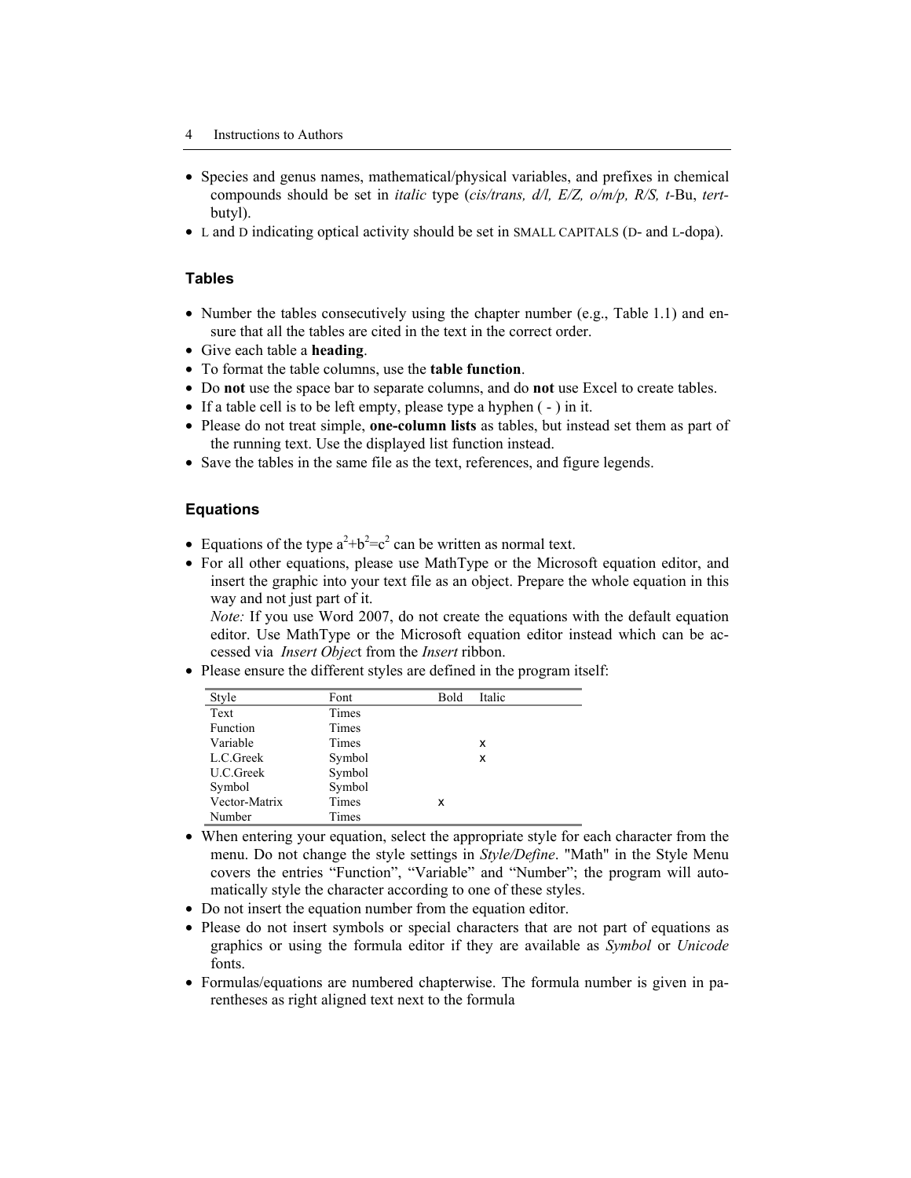- Species and genus names, mathematical/physical variables, and prefixes in chemical compounds should be set in *italic* type (*cis/trans, d/l, E/Z, o/m/p, R/S, t*-Bu, *tert*-butyl).
- L and D indicating optical activity should be set in SMALL CAPITALS (D- and L-dopa).

## Tables

- Number the tables consecutively using the chapter number (e.g., Table 1.1) and ensure that all the tables are cited in the text in the correct order.
- Give each table a **heading**.
- To format the table columns, use the **table function**.
- Do **not** use the space bar to separate columns, and do **not** use Excel to create tables.
- If a table cell is to be left empty, please type a hyphen ( - ) in it.
- Please do not treat simple, **one-column lists** as tables, but instead set them as part of the running text. Use the displayed list function instead.
- Save the tables in the same file as the text, references, and figure legends.

## Equations

- Equations of the type $a^2+b^2=c^2$ can be written as normal text.
- For all other equations, please use MathType or the Microsoft equation editor, and insert the graphic into your text file as an object. Prepare the whole equation in this way and not just part of it.
  *Note:* If you use Word 2007, do not create the equations with the default equation editor. Use MathType or the Microsoft equation editor instead which can be accessed via *Insert Object* from the *Insert* ribbon.
- Please ensure the different styles are defined in the program itself:

| Style | Font | Bold | Italic |
|---|---|---|---|
| Text | Times | | |
| Function | Times | | |
| Variable | Times | | x |
| L.C.Greek | Symbol | | x |
| U.C.Greek | Symbol | | |
| Symbol | Symbol | | |
| Vector-Matrix | Times | x | |
| Number | Times | | |

- When entering your equation, select the appropriate style for each character from the menu. Do not change the style settings in *Style/Define*. "Math" in the Style Menu covers the entries “Function”, “Variable” and “Number”; the program will automatically style the character according to one of these styles.
- Do not insert the equation number from the equation editor.
- Please do not insert symbols or special characters that are not part of equations as graphics or using the formula editor if they are available as *Symbol* or *Unicode* fonts.
- Formulas/equations are numbered chapterwise. The formula number is given in parentheses as right aligned text next to the formula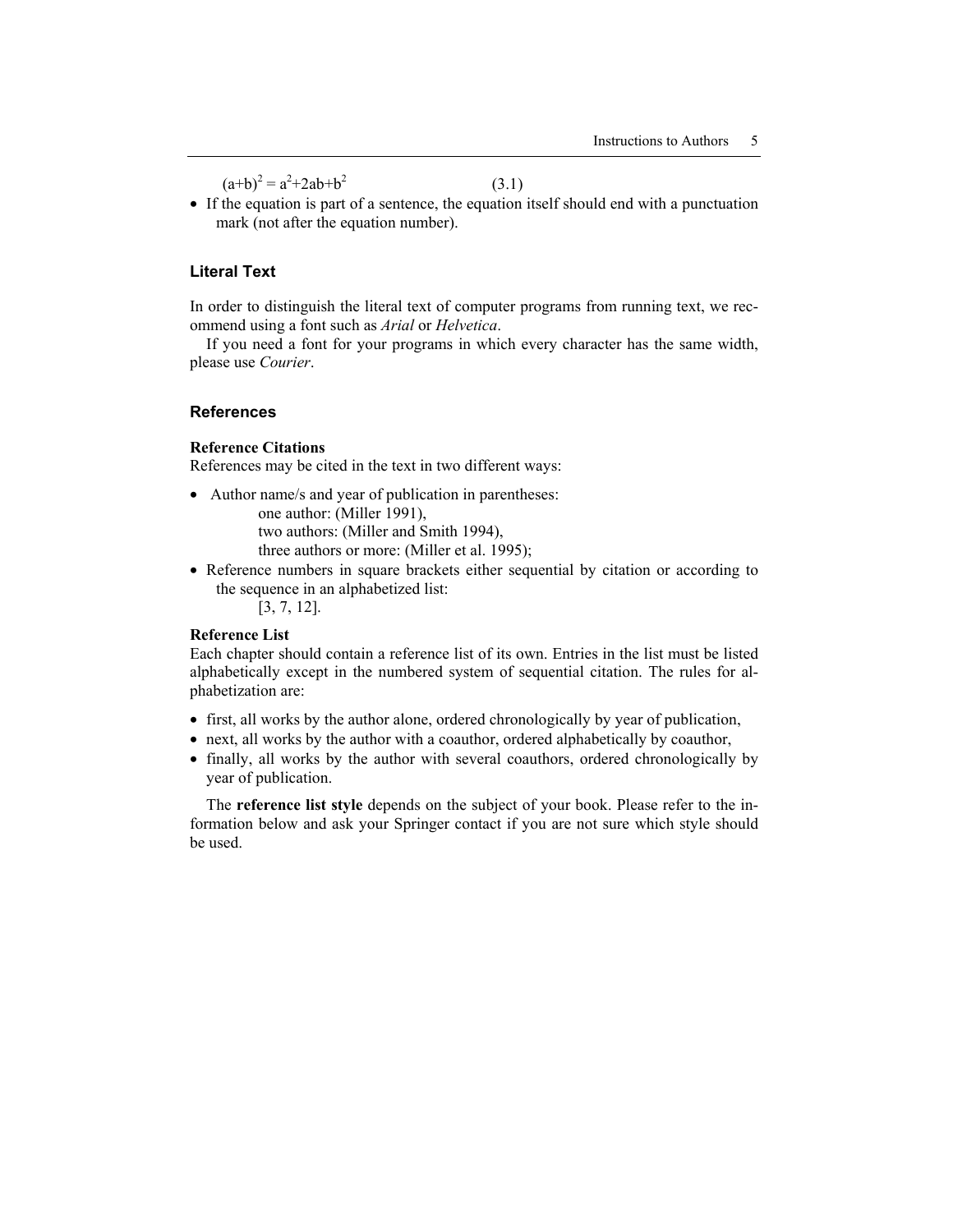$$(a+b)^2 = a^2+2ab+b^2 \qquad (3.1)$$

- If the equation is part of a sentence, the equation itself should end with a punctuation mark (not after the equation number).

## Literal Text

In order to distinguish the literal text of computer programs from running text, we recommend using a font such as *Arial* or *Helvetica*.

If you need a font for your programs in which every character has the same width, please use *Courier*.

## References

### Reference Citations

References may be cited in the text in two different ways:

- Author name/s and year of publication in parentheses:
  one author: (Miller 1991),
  two authors: (Miller and Smith 1994),
  three authors or more: (Miller et al. 1995);
- Reference numbers in square brackets either sequential by citation or according to the sequence in an alphabetized list:
  [3, 7, 12].

### Reference List

Each chapter should contain a reference list of its own. Entries in the list must be listed alphabetically except in the numbered system of sequential citation. The rules for alphabetization are:

- first, all works by the author alone, ordered chronologically by year of publication,
- next, all works by the author with a coauthor, ordered alphabetically by coauthor,
- finally, all works by the author with several coauthors, ordered chronologically by year of publication.

The **reference list style** depends on the subject of your book. Please refer to the information below and ask your Springer contact if you are not sure which style should be used.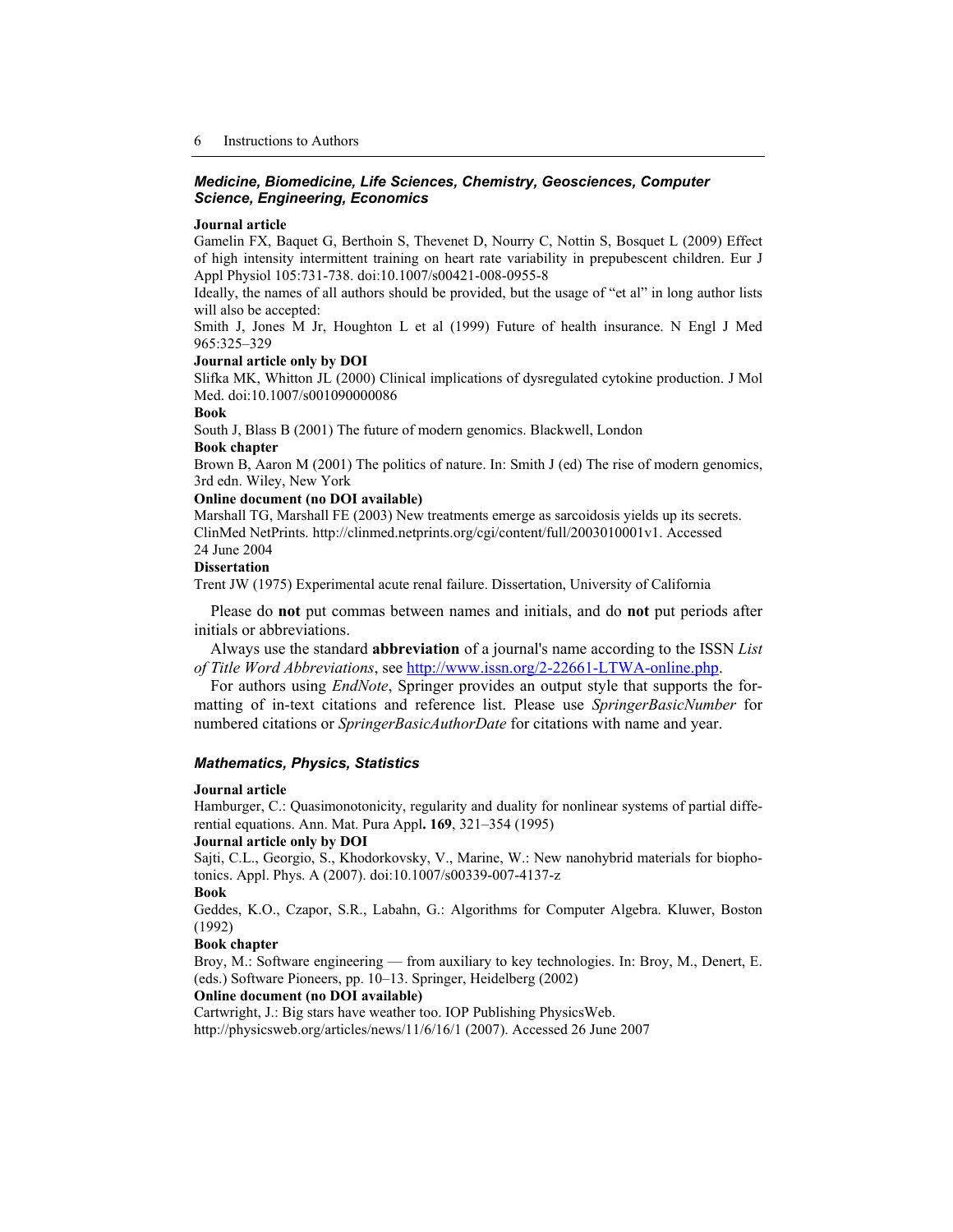### *Medicine, Biomedicine, Life Sciences, Chemistry, Geosciences, Computer Science, Engineering, Economics*

**Journal article**

Gamelin FX, Baquet G, Berthoin S, Thevenet D, Nourry C, Nottin S, Bosquet L (2009) Effect of high intensity intermittent training on heart rate variability in prepubescent children. Eur J Appl Physiol 105:731-738. doi:10.1007/s00421-008-0955-8

Ideally, the names of all authors should be provided, but the usage of "et al" in long author lists will also be accepted:

Smith J, Jones M Jr, Houghton L et al (1999) Future of health insurance. N Engl J Med 965:325–329

**Journal article only by DOI**

Slifka MK, Whitton JL (2000) Clinical implications of dysregulated cytokine production. J Mol Med. doi:10.1007/s001090000086

**Book**

South J, Blass B (2001) The future of modern genomics. Blackwell, London

**Book chapter**

Brown B, Aaron M (2001) The politics of nature. In: Smith J (ed) The rise of modern genomics, 3rd edn. Wiley, New York

**Online document (no DOI available)**

Marshall TG, Marshall FE (2003) New treatments emerge as sarcoidosis yields up its secrets. ClinMed NetPrints. http://clinmed.netprints.org/cgi/content/full/2003010001v1. Accessed 24 June 2004

**Dissertation**

Trent JW (1975) Experimental acute renal failure. Dissertation, University of California

Please do **not** put commas between names and initials, and do **not** put periods after initials or abbreviations.

Always use the standard **abbreviation** of a journal's name according to the ISSN *List of Title Word Abbreviations*, see http://www.issn.org/2-22661-LTWA-online.php.

For authors using *EndNote*, Springer provides an output style that supports the formatting of in-text citations and reference list. Please use *SpringerBasicNumber* for numbered citations or *SpringerBasicAuthorDate* for citations with name and year.

### *Mathematics, Physics, Statistics*

**Journal article**

Hamburger, C.: Quasimonotonicity, regularity and duality for nonlinear systems of partial differential equations. Ann. Mat. Pura Appl. **169**, 321–354 (1995)

**Journal article only by DOI**

Sajti, C.L., Georgio, S., Khodorkovsky, V., Marine, W.: New nanohybrid materials for biophotonics. Appl. Phys. A (2007). doi:10.1007/s00339-007-4137-z

**Book**

Geddes, K.O., Czapor, S.R., Labahn, G.: Algorithms for Computer Algebra. Kluwer, Boston (1992)

**Book chapter**

Broy, M.: Software engineering — from auxiliary to key technologies. In: Broy, M., Denert, E. (eds.) Software Pioneers, pp. 10–13. Springer, Heidelberg (2002)

**Online document (no DOI available)**

Cartwright, J.: Big stars have weather too. IOP Publishing PhysicsWeb. http://physicsweb.org/articles/news/11/6/16/1 (2007). Accessed 26 June 2007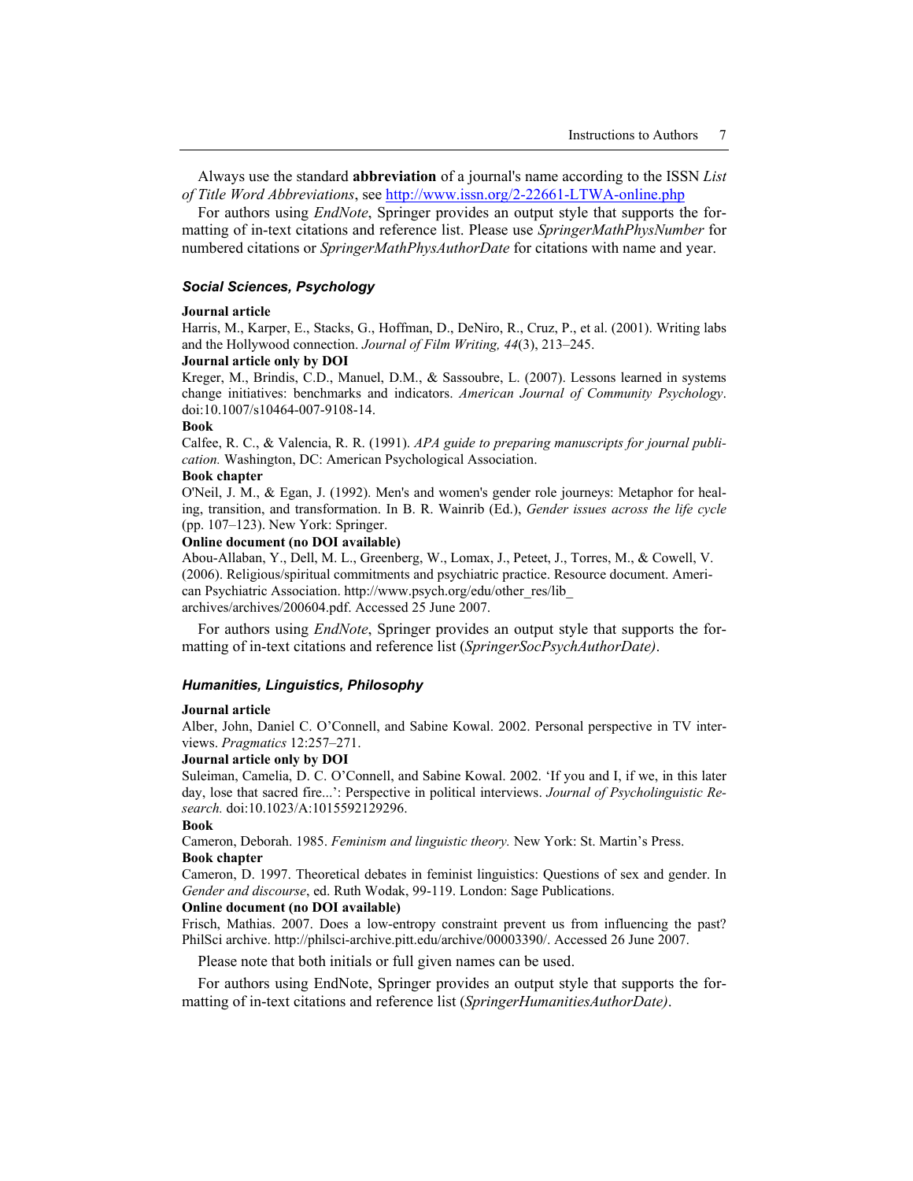Always use the standard **abbreviation** of a journal's name according to the ISSN *List of Title Word Abbreviations*, see http://www.issn.org/2-22661-LTWA-online.php

For authors using *EndNote*, Springer provides an output style that supports the formatting of in-text citations and reference list. Please use *SpringerMathPhysNumber* for numbered citations or *SpringerMathPhysAuthorDate* for citations with name and year.

### *Social Sciences, Psychology*

**Journal article**
Harris, M., Karper, E., Stacks, G., Hoffman, D., DeNiro, R., Cruz, P., et al. (2001). Writing labs and the Hollywood connection. *Journal of Film Writing, 44*(3), 213–245.

**Journal article only by DOI**
Kreger, M., Brindis, C.D., Manuel, D.M., & Sassoubre, L. (2007). Lessons learned in systems change initiatives: benchmarks and indicators. *American Journal of Community Psychology*. doi:10.1007/s10464-007-9108-14.

**Book**
Calfee, R. C., & Valencia, R. R. (1991). *APA guide to preparing manuscripts for journal publication.* Washington, DC: American Psychological Association.

**Book chapter**
O'Neil, J. M., & Egan, J. (1992). Men's and women's gender role journeys: Metaphor for healing, transition, and transformation. In B. R. Wainrib (Ed.), *Gender issues across the life cycle* (pp. 107–123). New York: Springer.

**Online document (no DOI available)**
Abou-Allaban, Y., Dell, M. L., Greenberg, W., Lomax, J., Peteet, J., Torres, M., & Cowell, V. (2006). Religious/spiritual commitments and psychiatric practice. Resource document. American Psychiatric Association. http://www.psych.org/edu/other_res/lib_archives/archives/200604.pdf. Accessed 25 June 2007.

For authors using *EndNote*, Springer provides an output style that supports the formatting of in-text citations and reference list (*SpringerSocPsychAuthorDate)*.

### *Humanities, Linguistics, Philosophy*

**Journal article**
Alber, John, Daniel C. O'Connell, and Sabine Kowal. 2002. Personal perspective in TV interviews. *Pragmatics* 12:257–271.

**Journal article only by DOI**
Suleiman, Camelia, D. C. O'Connell, and Sabine Kowal. 2002. 'If you and I, if we, in this later day, lose that sacred fire...': Perspective in political interviews. *Journal of Psycholinguistic Research.* doi:10.1023/A:1015592129296.

**Book**
Cameron, Deborah. 1985. *Feminism and linguistic theory.* New York: St. Martin's Press.

**Book chapter**
Cameron, D. 1997. Theoretical debates in feminist linguistics: Questions of sex and gender. In *Gender and discourse*, ed. Ruth Wodak, 99-119. London: Sage Publications.

**Online document (no DOI available)**
Frisch, Mathias. 2007. Does a low-entropy constraint prevent us from influencing the past? PhilSci archive. http://philsci-archive.pitt.edu/archive/00003390/. Accessed 26 June 2007.

Please note that both initials or full given names can be used.

For authors using EndNote, Springer provides an output style that supports the formatting of in-text citations and reference list (*SpringerHumanitiesAuthorDate)*.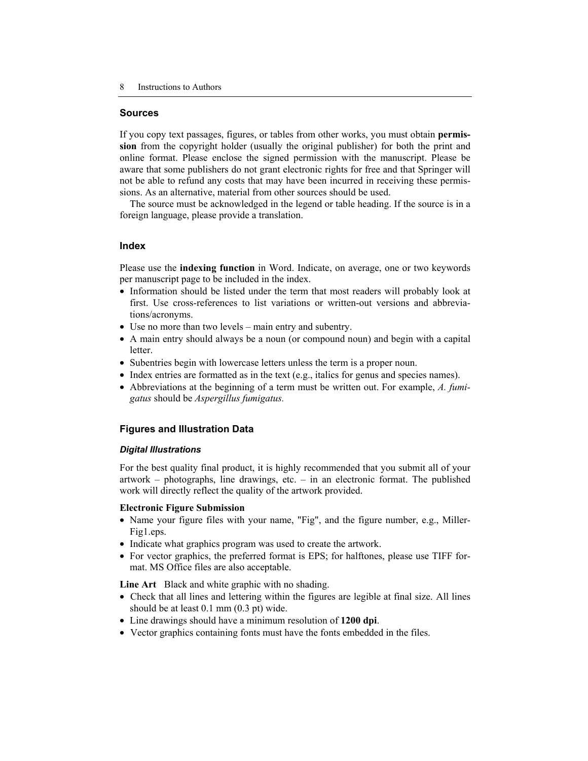## Sources

If you copy text passages, figures, or tables from other works, you must obtain **permission** from the copyright holder (usually the original publisher) for both the print and online format. Please enclose the signed permission with the manuscript. Please be aware that some publishers do not grant electronic rights for free and that Springer will not be able to refund any costs that may have been incurred in receiving these permissions. As an alternative, material from other sources should be used.

The source must be acknowledged in the legend or table heading. If the source is in a foreign language, please provide a translation.

## Index

Please use the **indexing function** in Word. Indicate, on average, one or two keywords per manuscript page to be included in the index.

- Information should be listed under the term that most readers will probably look at first. Use cross-references to list variations or written-out versions and abbreviations/acronyms.
- Use no more than two levels – main entry and subentry.
- A main entry should always be a noun (or compound noun) and begin with a capital letter.
- Subentries begin with lowercase letters unless the term is a proper noun.
- Index entries are formatted as in the text (e.g., italics for genus and species names).
- Abbreviations at the beginning of a term must be written out. For example, *A. fumigatus* should be *Aspergillus fumigatus.*

## Figures and Illustration Data

### *Digital Illustrations*

For the best quality final product, it is highly recommended that you submit all of your artwork – photographs, line drawings, etc. – in an electronic format. The published work will directly reflect the quality of the artwork provided.

**Electronic Figure Submission**

- Name your figure files with your name, "Fig", and the figure number, e.g., Miller-Fig1.eps.
- Indicate what graphics program was used to create the artwork.
- For vector graphics, the preferred format is EPS; for halftones, please use TIFF format. MS Office files are also acceptable.

**Line Art** Black and white graphic with no shading.

- Check that all lines and lettering within the figures are legible at final size. All lines should be at least 0.1 mm (0.3 pt) wide.
- Line drawings should have a minimum resolution of **1200 dpi**.
- Vector graphics containing fonts must have the fonts embedded in the files.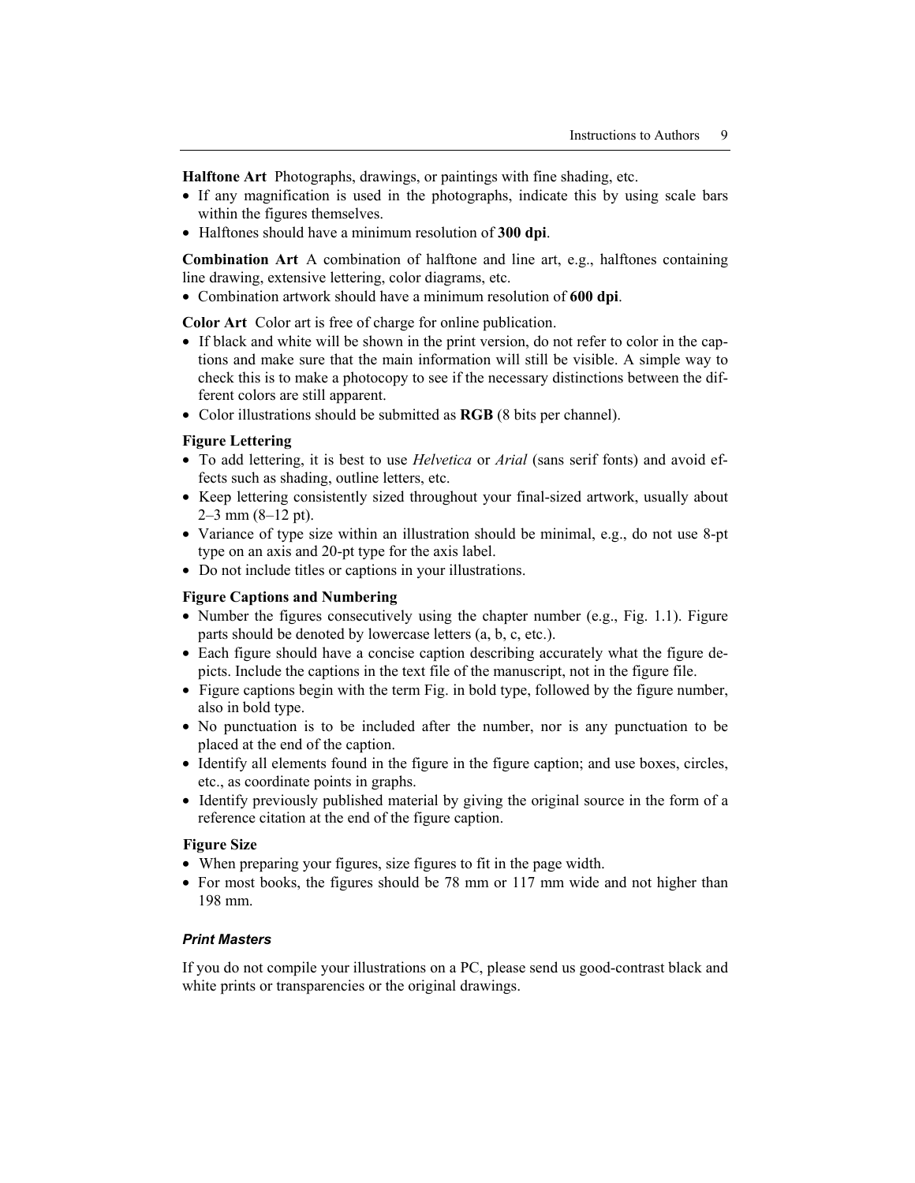**Halftone Art** Photographs, drawings, or paintings with fine shading, etc.

- If any magnification is used in the photographs, indicate this by using scale bars within the figures themselves.
- Halftones should have a minimum resolution of **300 dpi**.

**Combination Art** A combination of halftone and line art, e.g., halftones containing line drawing, extensive lettering, color diagrams, etc.

- Combination artwork should have a minimum resolution of **600 dpi**.

**Color Art** Color art is free of charge for online publication.

- If black and white will be shown in the print version, do not refer to color in the captions and make sure that the main information will still be visible. A simple way to check this is to make a photocopy to see if the necessary distinctions between the different colors are still apparent.
- Color illustrations should be submitted as **RGB** (8 bits per channel).

**Figure Lettering**

- To add lettering, it is best to use *Helvetica* or *Arial* (sans serif fonts) and avoid effects such as shading, outline letters, etc.
- Keep lettering consistently sized throughout your final-sized artwork, usually about 2–3 mm (8–12 pt).
- Variance of type size within an illustration should be minimal, e.g., do not use 8-pt type on an axis and 20-pt type for the axis label.
- Do not include titles or captions in your illustrations.

**Figure Captions and Numbering**

- Number the figures consecutively using the chapter number (e.g., Fig. 1.1). Figure parts should be denoted by lowercase letters (a, b, c, etc.).
- Each figure should have a concise caption describing accurately what the figure depicts. Include the captions in the text file of the manuscript, not in the figure file.
- Figure captions begin with the term Fig. in bold type, followed by the figure number, also in bold type.
- No punctuation is to be included after the number, nor is any punctuation to be placed at the end of the caption.
- Identify all elements found in the figure in the figure caption; and use boxes, circles, etc., as coordinate points in graphs.
- Identify previously published material by giving the original source in the form of a reference citation at the end of the figure caption.

**Figure Size**

- When preparing your figures, size figures to fit in the page width.
- For most books, the figures should be 78 mm or 117 mm wide and not higher than 198 mm.

### *Print Masters*

If you do not compile your illustrations on a PC, please send us good-contrast black and white prints or transparencies or the original drawings.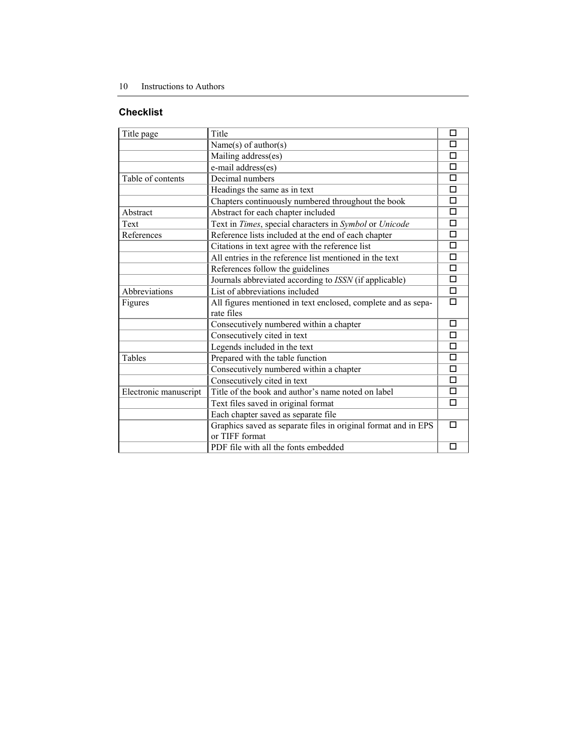## Checklist

| | | |
|---|---|---|
| Title page | Title | ☐ |
| | Name(s) of author(s) | ☐ |
| | Mailing address(es) | ☐ |
| | e-mail address(es) | ☐ |
| Table of contents | Decimal numbers | ☐ |
| | Headings the same as in text | ☐ |
| | Chapters continuously numbered throughout the book | ☐ |
| Abstract | Abstract for each chapter included | ☐ |
| Text | Text in *Times*, special characters in *Symbol* or *Unicode* | ☐ |
| References | Reference lists included at the end of each chapter | ☐ |
| | Citations in text agree with the reference list | ☐ |
| | All entries in the reference list mentioned in the text | ☐ |
| | References follow the guidelines | ☐ |
| | Journals abbreviated according to *ISSN* (if applicable) | ☐ |
| Abbreviations | List of abbreviations included | ☐ |
| Figures | All figures mentioned in text enclosed, complete and as separate files | ☐ |
| | Consecutively numbered within a chapter | ☐ |
| | Consecutively cited in text | ☐ |
| | Legends included in the text | ☐ |
| Tables | Prepared with the table function | ☐ |
| | Consecutively numbered within a chapter | ☐ |
| | Consecutively cited in text | ☐ |
| Electronic manuscript | Title of the book and author's name noted on label | ☐ |
| | Text files saved in original format | ☐ |
| | Each chapter saved as separate file | |
| | Graphics saved as separate files in original format and in EPS or TIFF format | ☐ |
| | PDF file with all the fonts embedded | ☐ |